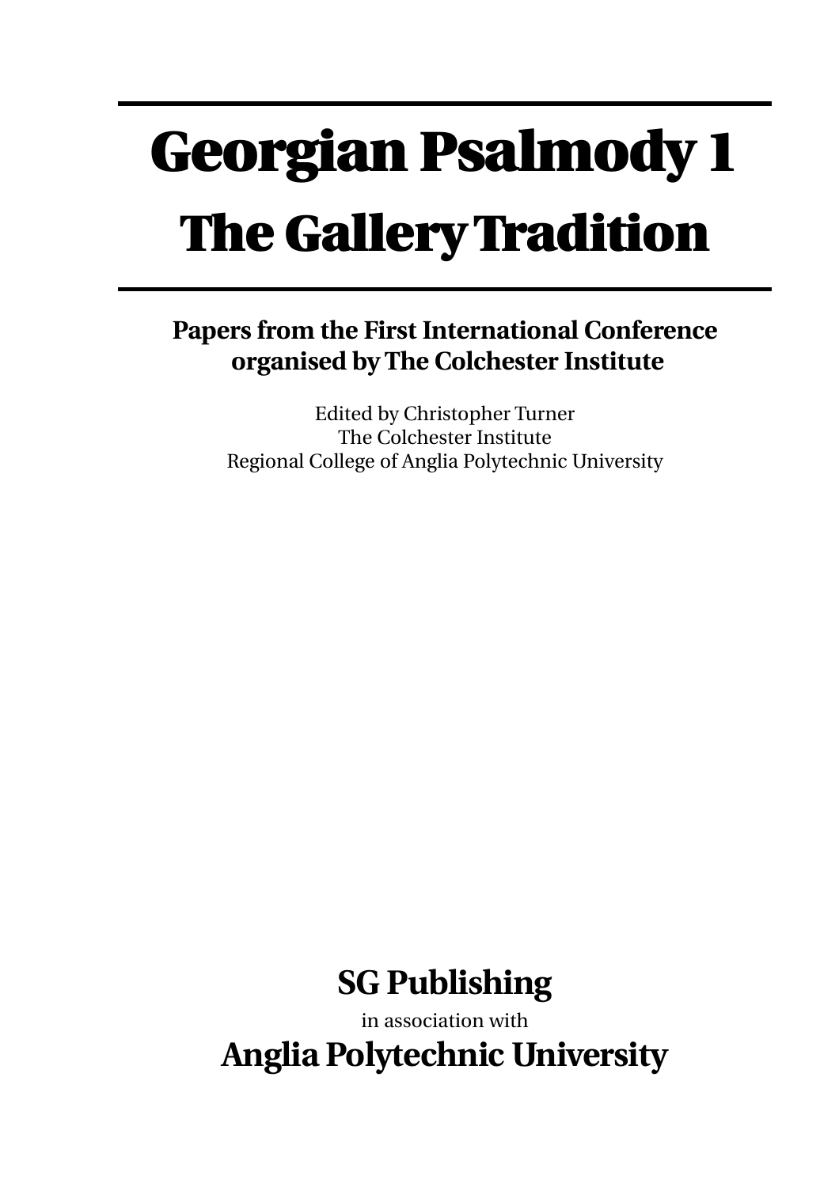# Georgian Psalmody 1
# The Gallery Tradition

**Papers from the First International Conference organised by The Colchester Institute**

Edited by Christopher Turner
The Colchester Institute
Regional College of Anglia Polytechnic University

**SG Publishing**

in association with

**Anglia Polytechnic University**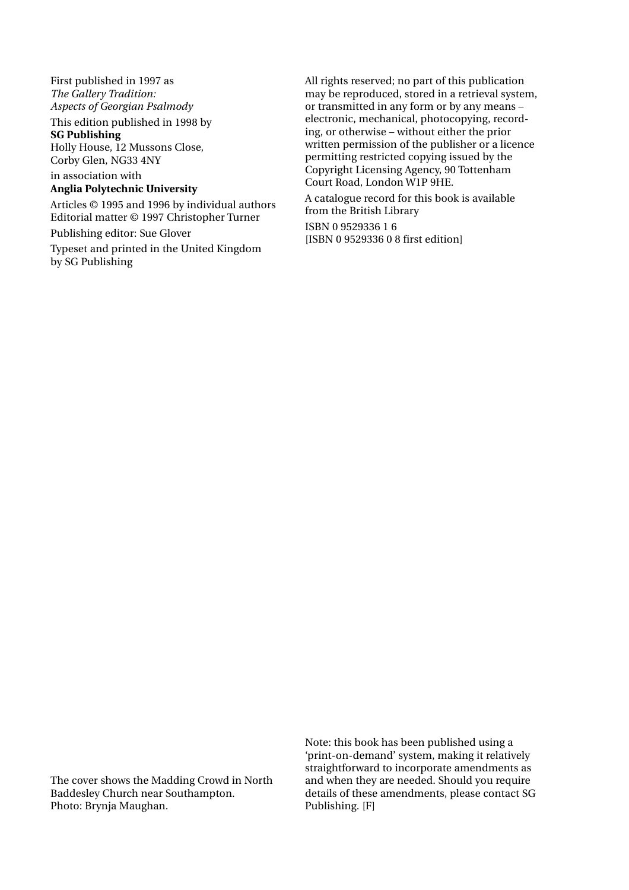First published in 1997 as
*The Gallery Tradition: Aspects of Georgian Psalmody*

This edition published in 1998 by
**SG Publishing**
Holly House, 12 Mussons Close,
Corby Glen, NG33 4NY

in association with
**Anglia Polytechnic University**

Articles © 1995 and 1996 by individual authors
Editorial matter © 1997 Christopher Turner

Publishing editor: Sue Glover

Typeset and printed in the United Kingdom
by SG Publishing

All rights reserved; no part of this publication may be reproduced, stored in a retrieval system, or transmitted in any form or by any means – electronic, mechanical, photocopying, recording, or otherwise – without either the prior written permission of the publisher or a licence permitting restricted copying issued by the Copyright Licensing Agency, 90 Tottenham Court Road, London W1P 9HE.

A catalogue record for this book is available from the British Library

ISBN 0 9529336 1 6
[ISBN 0 9529336 0 8 first edition]

The cover shows the Madding Crowd in North Baddesley Church near Southampton.
Photo: Brynja Maughan.

Note: this book has been published using a 'print-on-demand' system, making it relatively straightforward to incorporate amendments as and when they are needed. Should you require details of these amendments, please contact SG Publishing. [F]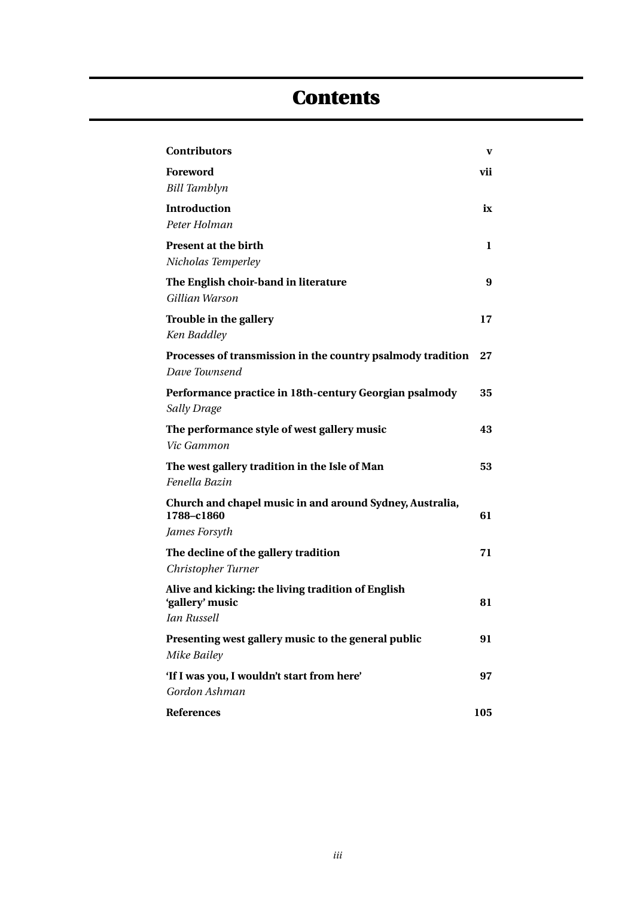# Contents

**Contributors** **v**

**Foreword** **vii**
*Bill Tamblyn*

**Introduction** **ix**
*Peter Holman*

**Present at the birth** **1**
*Nicholas Temperley*

**The English choir-band in literature** **9**
*Gillian Warson*

**Trouble in the gallery** **17**
*Ken Baddley*

**Processes of transmission in the country psalmody tradition** **27**
*Dave Townsend*

**Performance practice in 18th-century Georgian psalmody** **35**
*Sally Drage*

**The performance style of west gallery music** **43**
*Vic Gammon*

**The west gallery tradition in the Isle of Man** **53**
*Fenella Bazin*

**Church and chapel music in and around Sydney, Australia, 1788–c1860** **61**
*James Forsyth*

**The decline of the gallery tradition** **71**
*Christopher Turner*

**Alive and kicking: the living tradition of English 'gallery' music** **81**
*Ian Russell*

**Presenting west gallery music to the general public** **91**
*Mike Bailey*

**'If I was you, I wouldn't start from here'** **97**
*Gordon Ashman*

**References** **105**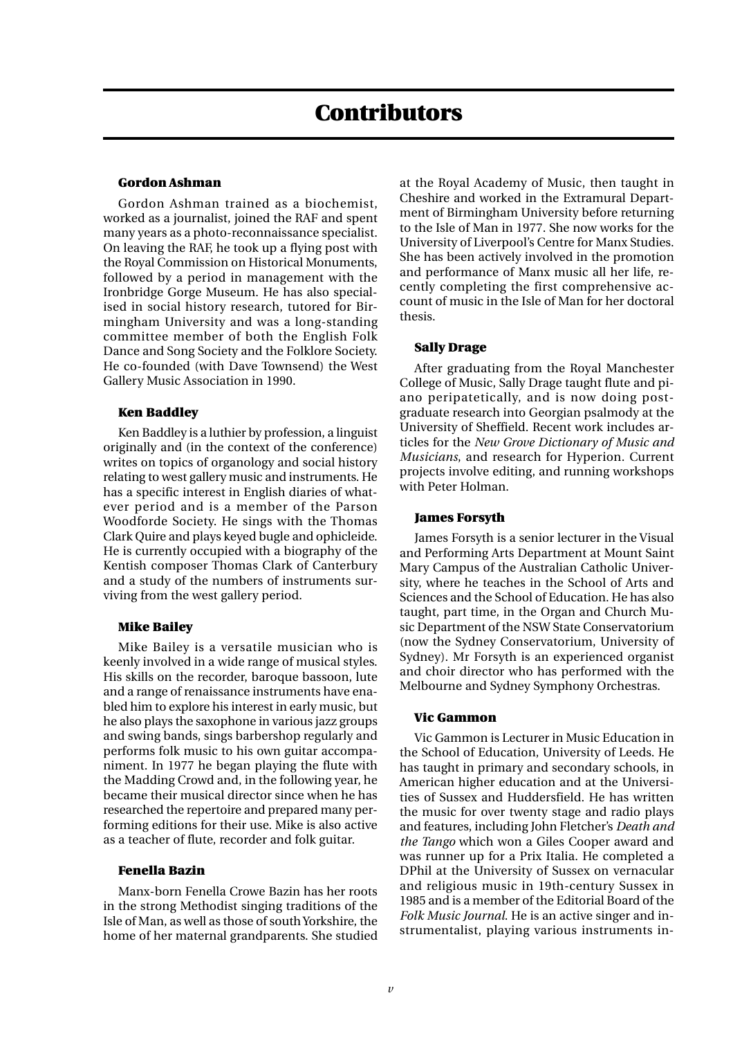# Contributors

### Gordon Ashman

Gordon Ashman trained as a biochemist, worked as a journalist, joined the RAF and spent many years as a photo-reconnaissance specialist. On leaving the RAF, he took up a flying post with the Royal Commission on Historical Monuments, followed by a period in management with the Ironbridge Gorge Museum. He has also specialised in social history research, tutored for Birmingham University and was a long-standing committee member of both the English Folk Dance and Song Society and the Folklore Society. He co-founded (with Dave Townsend) the West Gallery Music Association in 1990.

### Ken Baddley

Ken Baddley is a luthier by profession, a linguist originally and (in the context of the conference) writes on topics of organology and social history relating to west gallery music and instruments. He has a specific interest in English diaries of whatever period and is a member of the Parson Woodforde Society. He sings with the Thomas Clark Quire and plays keyed bugle and ophicleide. He is currently occupied with a biography of the Kentish composer Thomas Clark of Canterbury and a study of the numbers of instruments surviving from the west gallery period.

### Mike Bailey

Mike Bailey is a versatile musician who is keenly involved in a wide range of musical styles. His skills on the recorder, baroque bassoon, lute and a range of renaissance instruments have enabled him to explore his interest in early music, but he also plays the saxophone in various jazz groups and swing bands, sings barbershop regularly and performs folk music to his own guitar accompaniment. In 1977 he began playing the flute with the Madding Crowd and, in the following year, he became their musical director since when he has researched the repertoire and prepared many performing editions for their use. Mike is also active as a teacher of flute, recorder and folk guitar.

### Fenella Bazin

Manx-born Fenella Crowe Bazin has her roots in the strong Methodist singing traditions of the Isle of Man, as well as those of south Yorkshire, the home of her maternal grandparents. She studied at the Royal Academy of Music, then taught in Cheshire and worked in the Extramural Department of Birmingham University before returning to the Isle of Man in 1977. She now works for the University of Liverpool's Centre for Manx Studies. She has been actively involved in the promotion and performance of Manx music all her life, recently completing the first comprehensive account of music in the Isle of Man for her doctoral thesis.

### Sally Drage

After graduating from the Royal Manchester College of Music, Sally Drage taught flute and piano peripatetically, and is now doing postgraduate research into Georgian psalmody at the University of Sheffield. Recent work includes articles for the *New Grove Dictionary of Music and Musicians*, and research for Hyperion. Current projects involve editing, and running workshops with Peter Holman.

### James Forsyth

James Forsyth is a senior lecturer in the Visual and Performing Arts Department at Mount Saint Mary Campus of the Australian Catholic University, where he teaches in the School of Arts and Sciences and the School of Education. He has also taught, part time, in the Organ and Church Music Department of the NSW State Conservatorium (now the Sydney Conservatorium, University of Sydney). Mr Forsyth is an experienced organist and choir director who has performed with the Melbourne and Sydney Symphony Orchestras.

### Vic Gammon

Vic Gammon is Lecturer in Music Education in the School of Education, University of Leeds. He has taught in primary and secondary schools, in American higher education and at the Universities of Sussex and Huddersfield. He has written the music for over twenty stage and radio plays and features, including John Fletcher's *Death and the Tango* which won a Giles Cooper award and was runner up for a Prix Italia. He completed a DPhil at the University of Sussex on vernacular and religious music in 19th-century Sussex in 1985 and is a member of the Editorial Board of the *Folk Music Journal*. He is an active singer and instrumentalist, playing various instruments in-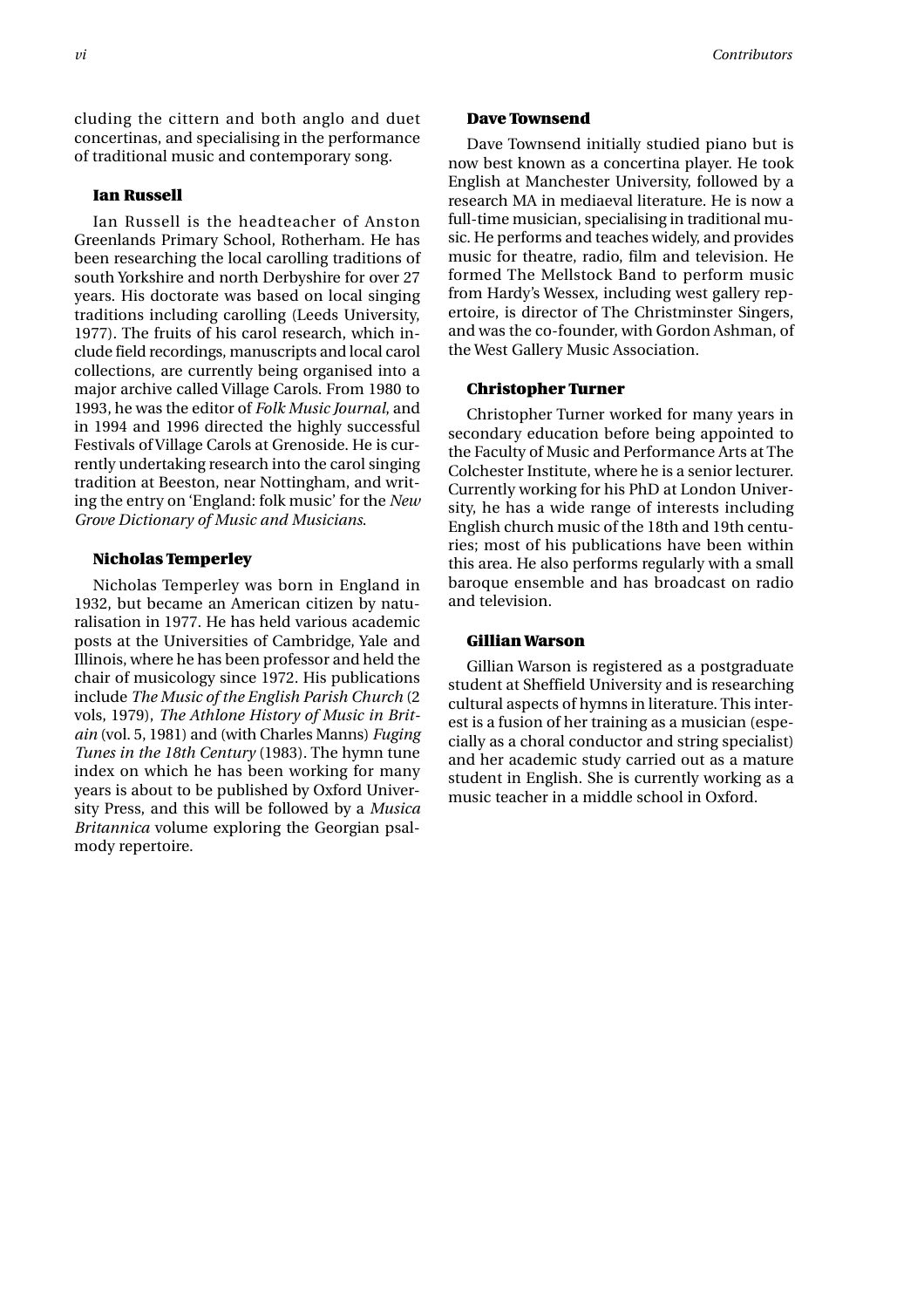cluding the cittern and both anglo and duet concertinas, and specialising in the performance of traditional music and contemporary song.

### Ian Russell

Ian Russell is the headteacher of Anston Greenlands Primary School, Rotherham. He has been researching the local carolling traditions of south Yorkshire and north Derbyshire for over 27 years. His doctorate was based on local singing traditions including carolling (Leeds University, 1977). The fruits of his carol research, which include field recordings, manuscripts and local carol collections, are currently being organised into a major archive called Village Carols. From 1980 to 1993, he was the editor of *Folk Music Journal*, and in 1994 and 1996 directed the highly successful Festivals of Village Carols at Grenoside. He is currently undertaking research into the carol singing tradition at Beeston, near Nottingham, and writing the entry on 'England: folk music' for the *New Grove Dictionary of Music and Musicians*.

### Nicholas Temperley

Nicholas Temperley was born in England in 1932, but became an American citizen by naturalisation in 1977. He has held various academic posts at the Universities of Cambridge, Yale and Illinois, where he has been professor and held the chair of musicology since 1972. His publications include *The Music of the English Parish Church* (2 vols, 1979), *The Athlone History of Music in Britain* (vol. 5, 1981) and (with Charles Manns) *Fuging Tunes in the 18th Century* (1983). The hymn tune index on which he has been working for many years is about to be published by Oxford University Press, and this will be followed by a *Musica Britannica* volume exploring the Georgian psalmody repertoire.

### Dave Townsend

Dave Townsend initially studied piano but is now best known as a concertina player. He took English at Manchester University, followed by a research MA in mediaeval literature. He is now a full-time musician, specialising in traditional music. He performs and teaches widely, and provides music for theatre, radio, film and television. He formed The Mellstock Band to perform music from Hardy's Wessex, including west gallery repertoire, is director of The Christminster Singers, and was the co-founder, with Gordon Ashman, of the West Gallery Music Association.

### Christopher Turner

Christopher Turner worked for many years in secondary education before being appointed to the Faculty of Music and Performance Arts at The Colchester Institute, where he is a senior lecturer. Currently working for his PhD at London University, he has a wide range of interests including English church music of the 18th and 19th centuries; most of his publications have been within this area. He also performs regularly with a small baroque ensemble and has broadcast on radio and television.

### Gillian Warson

Gillian Warson is registered as a postgraduate student at Sheffield University and is researching cultural aspects of hymns in literature. This interest is a fusion of her training as a musician (especially as a choral conductor and string specialist) and her academic study carried out as a mature student in English. She is currently working as a music teacher in a middle school in Oxford.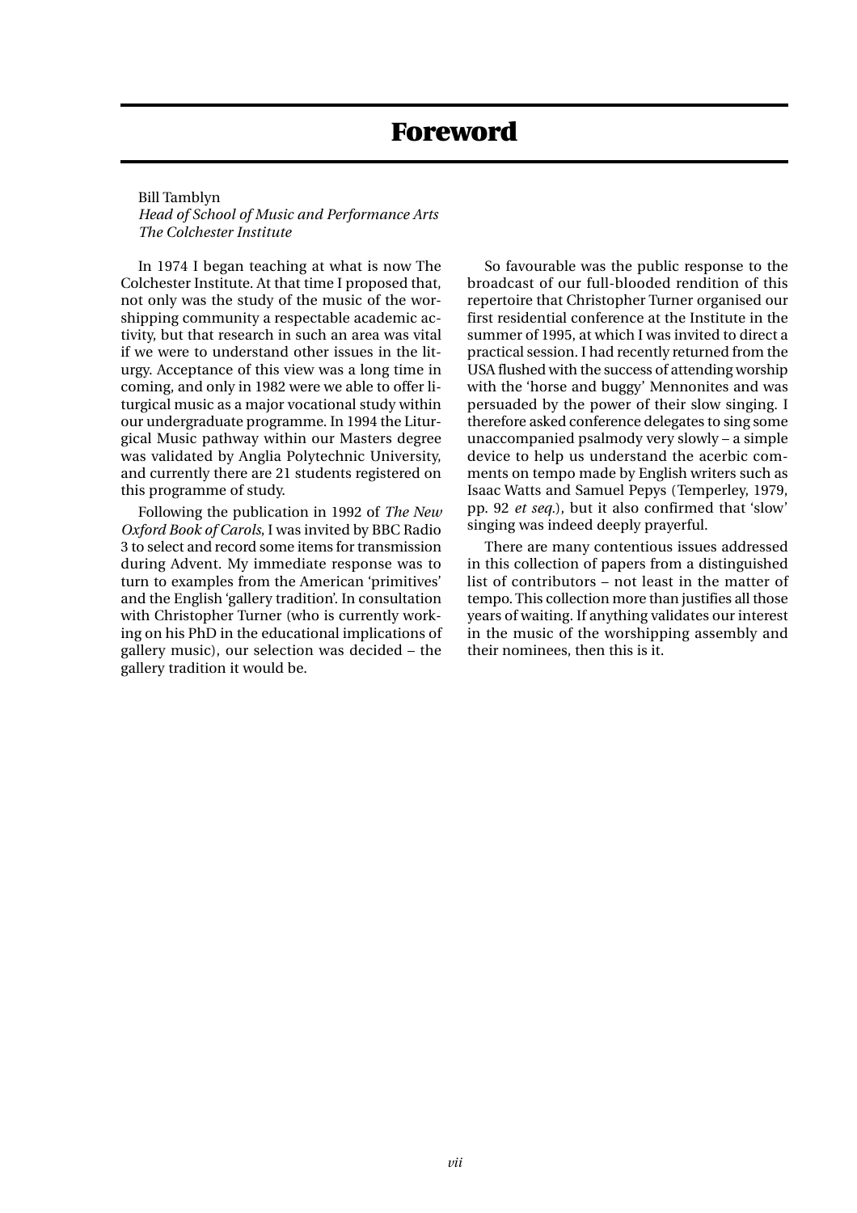# Foreword

Bill Tamblyn
*Head of School of Music and Performance Arts*
*The Colchester Institute*

In 1974 I began teaching at what is now The Colchester Institute. At that time I proposed that, not only was the study of the music of the worshipping community a respectable academic activity, but that research in such an area was vital if we were to understand other issues in the liturgy. Acceptance of this view was a long time in coming, and only in 1982 were we able to offer liturgical music as a major vocational study within our undergraduate programme. In 1994 the Liturgical Music pathway within our Masters degree was validated by Anglia Polytechnic University, and currently there are 21 students registered on this programme of study.

Following the publication in 1992 of *The New Oxford Book of Carols*, I was invited by BBC Radio 3 to select and record some items for transmission during Advent. My immediate response was to turn to examples from the American 'primitives' and the English 'gallery tradition'. In consultation with Christopher Turner (who is currently working on his PhD in the educational implications of gallery music), our selection was decided – the gallery tradition it would be.

So favourable was the public response to the broadcast of our full-blooded rendition of this repertoire that Christopher Turner organised our first residential conference at the Institute in the summer of 1995, at which I was invited to direct a practical session. I had recently returned from the USA flushed with the success of attending worship with the 'horse and buggy' Mennonites and was persuaded by the power of their slow singing. I therefore asked conference delegates to sing some unaccompanied psalmody very slowly – a simple device to help us understand the acerbic comments on tempo made by English writers such as Isaac Watts and Samuel Pepys (Temperley, 1979, pp. 92 *et seq.*), but it also confirmed that 'slow' singing was indeed deeply prayerful.

There are many contentious issues addressed in this collection of papers from a distinguished list of contributors – not least in the matter of tempo. This collection more than justifies all those years of waiting. If anything validates our interest in the music of the worshipping assembly and their nominees, then this is it.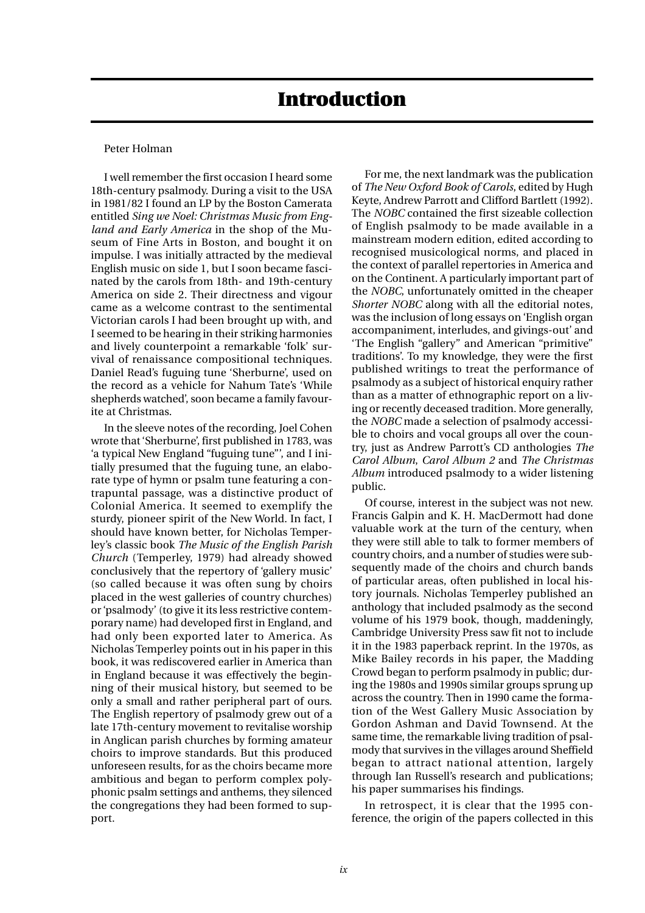# Introduction

Peter Holman

I well remember the first occasion I heard some 18th-century psalmody. During a visit to the USA in 1981/82 I found an LP by the Boston Camerata entitled *Sing we Noel: Christmas Music from England and Early America* in the shop of the Museum of Fine Arts in Boston, and bought it on impulse. I was initially attracted by the medieval English music on side 1, but I soon became fascinated by the carols from 18th- and 19th-century America on side 2. Their directness and vigour came as a welcome contrast to the sentimental Victorian carols I had been brought up with, and I seemed to be hearing in their striking harmonies and lively counterpoint a remarkable 'folk' survival of renaissance compositional techniques. Daniel Read's fuguing tune 'Sherburne', used on the record as a vehicle for Nahum Tate's 'While shepherds watched', soon became a family favourite at Christmas.

In the sleeve notes of the recording, Joel Cohen wrote that 'Sherburne', first published in 1783, was 'a typical New England "fuguing tune"', and I initially presumed that the fuguing tune, an elaborate type of hymn or psalm tune featuring a contrapuntal passage, was a distinctive product of Colonial America. It seemed to exemplify the sturdy, pioneer spirit of the New World. In fact, I should have known better, for Nicholas Temperley's classic book *The Music of the English Parish Church* (Temperley, 1979) had already showed conclusively that the repertory of 'gallery music' (so called because it was often sung by choirs placed in the west galleries of country churches) or 'psalmody' (to give it its less restrictive contemporary name) had developed first in England, and had only been exported later to America. As Nicholas Temperley points out in his paper in this book, it was rediscovered earlier in America than in England because it was effectively the beginning of their musical history, but seemed to be only a small and rather peripheral part of ours. The English repertory of psalmody grew out of a late 17th-century movement to revitalise worship in Anglican parish churches by forming amateur choirs to improve standards. But this produced unforeseen results, for as the choirs became more ambitious and began to perform complex polyphonic psalm settings and anthems, they silenced the congregations they had been formed to support.

For me, the next landmark was the publication of *The New Oxford Book of Carols*, edited by Hugh Keyte, Andrew Parrott and Clifford Bartlett (1992). The *NOBC* contained the first sizeable collection of English psalmody to be made available in a mainstream modern edition, edited according to recognised musicological norms, and placed in the context of parallel repertories in America and on the Continent. A particularly important part of the *NOBC*, unfortunately omitted in the cheaper *Shorter NOBC* along with all the editorial notes, was the inclusion of long essays on 'English organ accompaniment, interludes, and givings-out' and 'The English "gallery" and American "primitive" traditions'. To my knowledge, they were the first published writings to treat the performance of psalmody as a subject of historical enquiry rather than as a matter of ethnographic report on a living or recently deceased tradition. More generally, the *NOBC* made a selection of psalmody accessible to choirs and vocal groups all over the country, just as Andrew Parrott's CD anthologies *The Carol Album*, *Carol Album 2* and *The Christmas Album* introduced psalmody to a wider listening public.

Of course, interest in the subject was not new. Francis Galpin and K. H. MacDermott had done valuable work at the turn of the century, when they were still able to talk to former members of country choirs, and a number of studies were subsequently made of the choirs and church bands of particular areas, often published in local history journals. Nicholas Temperley published an anthology that included psalmody as the second volume of his 1979 book, though, maddeningly, Cambridge University Press saw fit not to include it in the 1983 paperback reprint. In the 1970s, as Mike Bailey records in his paper, the Madding Crowd began to perform psalmody in public; during the 1980s and 1990s similar groups sprung up across the country. Then in 1990 came the formation of the West Gallery Music Association by Gordon Ashman and David Townsend. At the same time, the remarkable living tradition of psalmody that survives in the villages around Sheffield began to attract national attention, largely through Ian Russell's research and publications; his paper summarises his findings.

In retrospect, it is clear that the 1995 conference, the origin of the papers collected in this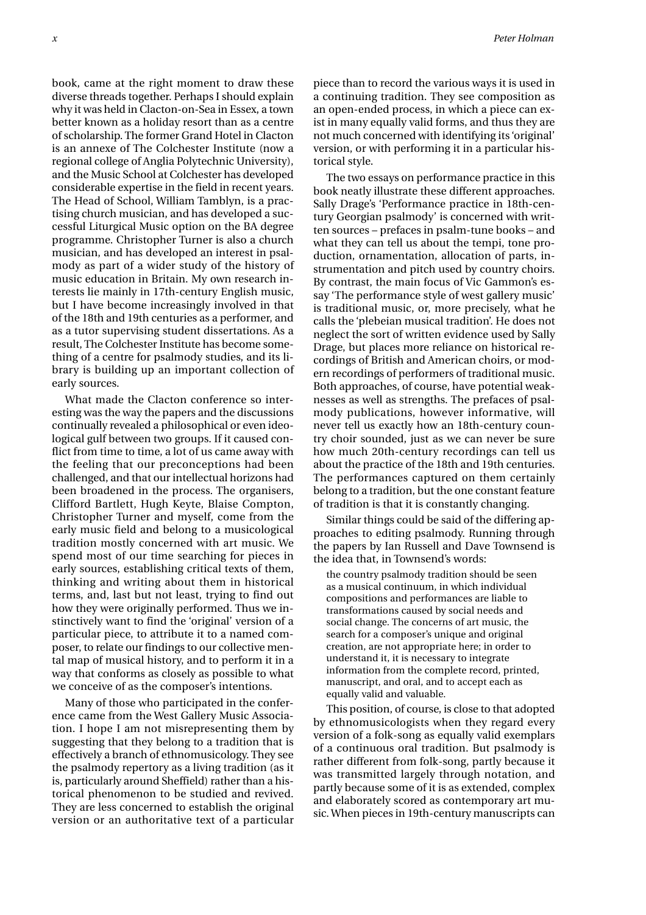book, came at the right moment to draw these diverse threads together. Perhaps I should explain why it was held in Clacton-on-Sea in Essex, a town better known as a holiday resort than as a centre of scholarship. The former Grand Hotel in Clacton is an annexe of The Colchester Institute (now a regional college of Anglia Polytechnic University), and the Music School at Colchester has developed considerable expertise in the field in recent years. The Head of School, William Tamblyn, is a practising church musician, and has developed a successful Liturgical Music option on the BA degree programme. Christopher Turner is also a church musician, and has developed an interest in psalmody as part of a wider study of the history of music education in Britain. My own research interests lie mainly in 17th-century English music, but I have become increasingly involved in that of the 18th and 19th centuries as a performer, and as a tutor supervising student dissertations. As a result, The Colchester Institute has become something of a centre for psalmody studies, and its library is building up an important collection of early sources.

What made the Clacton conference so interesting was the way the papers and the discussions continually revealed a philosophical or even ideological gulf between two groups. If it caused conflict from time to time, a lot of us came away with the feeling that our preconceptions had been challenged, and that our intellectual horizons had been broadened in the process. The organisers, Clifford Bartlett, Hugh Keyte, Blaise Compton, Christopher Turner and myself, come from the early music field and belong to a musicological tradition mostly concerned with art music. We spend most of our time searching for pieces in early sources, establishing critical texts of them, thinking and writing about them in historical terms, and, last but not least, trying to find out how they were originally performed. Thus we instinctively want to find the 'original' version of a particular piece, to attribute it to a named composer, to relate our findings to our collective mental map of musical history, and to perform it in a way that conforms as closely as possible to what we conceive of as the composer's intentions.

Many of those who participated in the conference came from the West Gallery Music Association. I hope I am not misrepresenting them by suggesting that they belong to a tradition that is effectively a branch of ethnomusicology. They see the psalmody repertory as a living tradition (as it is, particularly around Sheffield) rather than a historical phenomenon to be studied and revived. They are less concerned to establish the original version or an authoritative text of a particular piece than to record the various ways it is used in a continuing tradition. They see composition as an open-ended process, in which a piece can exist in many equally valid forms, and thus they are not much concerned with identifying its 'original' version, or with performing it in a particular historical style.

The two essays on performance practice in this book neatly illustrate these different approaches. Sally Drage's 'Performance practice in 18th-century Georgian psalmody' is concerned with written sources – prefaces in psalm-tune books – and what they can tell us about the tempi, tone production, ornamentation, allocation of parts, instrumentation and pitch used by country choirs. By contrast, the main focus of Vic Gammon's essay 'The performance style of west gallery music' is traditional music, or, more precisely, what he calls the 'plebeian musical tradition'. He does not neglect the sort of written evidence used by Sally Drage, but places more reliance on historical recordings of British and American choirs, or modern recordings of performers of traditional music. Both approaches, of course, have potential weaknesses as well as strengths. The prefaces of psalmody publications, however informative, will never tell us exactly how an 18th-century country choir sounded, just as we can never be sure how much 20th-century recordings can tell us about the practice of the 18th and 19th centuries. The performances captured on them certainly belong to a tradition, but the one constant feature of tradition is that it is constantly changing.

Similar things could be said of the differing approaches to editing psalmody. Running through the papers by Ian Russell and Dave Townsend is the idea that, in Townsend's words:

> the country psalmody tradition should be seen as a musical continuum, in which individual compositions and performances are liable to transformations caused by social needs and social change. The concerns of art music, the search for a composer's unique and original creation, are not appropriate here; in order to understand it, it is necessary to integrate information from the complete record, printed, manuscript, and oral, and to accept each as equally valid and valuable.

This position, of course, is close to that adopted by ethnomusicologists when they regard every version of a folk-song as equally valid exemplars of a continuous oral tradition. But psalmody is rather different from folk-song, partly because it was transmitted largely through notation, and partly because some of it is as extended, complex and elaborately scored as contemporary art music. When pieces in 19th-century manuscripts can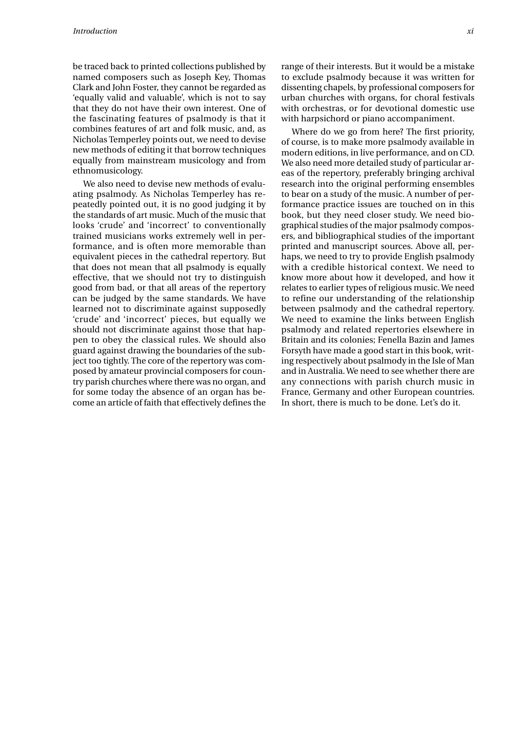be traced back to printed collections published by named composers such as Joseph Key, Thomas Clark and John Foster, they cannot be regarded as 'equally valid and valuable', which is not to say that they do not have their own interest. One of the fascinating features of psalmody is that it combines features of art and folk music, and, as Nicholas Temperley points out, we need to devise new methods of editing it that borrow techniques equally from mainstream musicology and from ethnomusicology.

We also need to devise new methods of evaluating psalmody. As Nicholas Temperley has repeatedly pointed out, it is no good judging it by the standards of art music. Much of the music that looks 'crude' and 'incorrect' to conventionally trained musicians works extremely well in performance, and is often more memorable than equivalent pieces in the cathedral repertory. But that does not mean that all psalmody is equally effective, that we should not try to distinguish good from bad, or that all areas of the repertory can be judged by the same standards. We have learned not to discriminate against supposedly 'crude' and 'incorrect' pieces, but equally we should not discriminate against those that happen to obey the classical rules. We should also guard against drawing the boundaries of the subject too tightly. The core of the repertory was composed by amateur provincial composers for country parish churches where there was no organ, and for some today the absence of an organ has become an article of faith that effectively defines the range of their interests. But it would be a mistake to exclude psalmody because it was written for dissenting chapels, by professional composers for urban churches with organs, for choral festivals with orchestras, or for devotional domestic use with harpsichord or piano accompaniment.

Where do we go from here? The first priority, of course, is to make more psalmody available in modern editions, in live performance, and on CD. We also need more detailed study of particular areas of the repertory, preferably bringing archival research into the original performing ensembles to bear on a study of the music. A number of performance practice issues are touched on in this book, but they need closer study. We need biographical studies of the major psalmody composers, and bibliographical studies of the important printed and manuscript sources. Above all, perhaps, we need to try to provide English psalmody with a credible historical context. We need to know more about how it developed, and how it relates to earlier types of religious music. We need to refine our understanding of the relationship between psalmody and the cathedral repertory. We need to examine the links between English psalmody and related repertories elsewhere in Britain and its colonies; Fenella Bazin and James Forsyth have made a good start in this book, writing respectively about psalmody in the Isle of Man and in Australia. We need to see whether there are any connections with parish church music in France, Germany and other European countries. In short, there is much to be done. Let's do it.